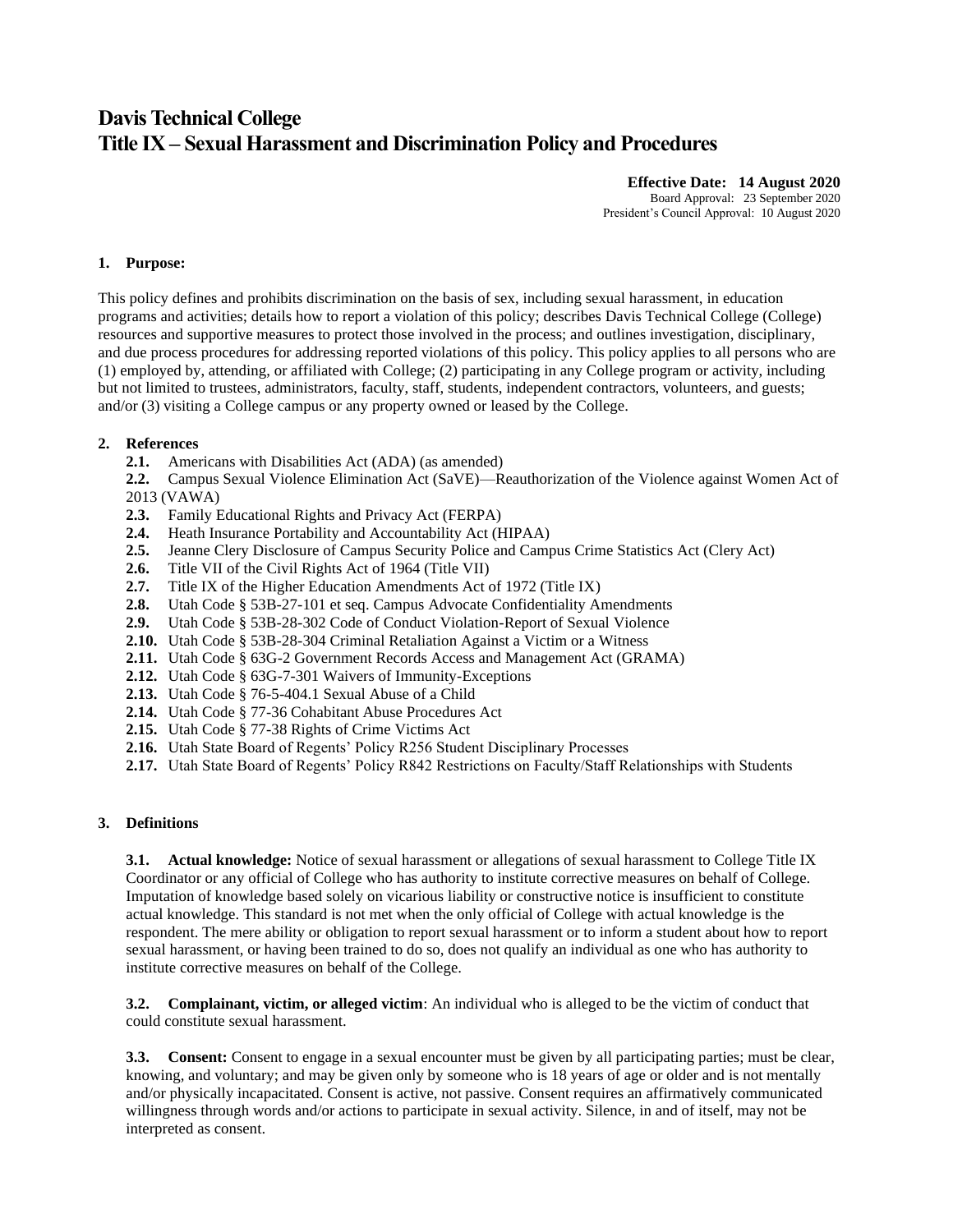# Davis Technical College
# Title IX – Sexual Harassment and Discrimination Policy and Procedures

**Effective Date: 14 August 2020**
Board Approval: 23 September 2020
President's Council Approval: 10 August 2020

## 1. Purpose:

This policy defines and prohibits discrimination on the basis of sex, including sexual harassment, in education programs and activities; details how to report a violation of this policy; describes Davis Technical College (College) resources and supportive measures to protect those involved in the process; and outlines investigation, disciplinary, and due process procedures for addressing reported violations of this policy. This policy applies to all persons who are (1) employed by, attending, or affiliated with College; (2) participating in any College program or activity, including but not limited to trustees, administrators, faculty, staff, students, independent contractors, volunteers, and guests; and/or (3) visiting a College campus or any property owned or leased by the College.

## 2. References

- **2.1.** Americans with Disabilities Act (ADA) (as amended)
- **2.2.** Campus Sexual Violence Elimination Act (SaVE)—Reauthorization of the Violence against Women Act of 2013 (VAWA)
- **2.3.** Family Educational Rights and Privacy Act (FERPA)
- **2.4.** Heath Insurance Portability and Accountability Act (HIPAA)
- **2.5.** Jeanne Clery Disclosure of Campus Security Police and Campus Crime Statistics Act (Clery Act)
- **2.6.** Title VII of the Civil Rights Act of 1964 (Title VII)
- **2.7.** Title IX of the Higher Education Amendments Act of 1972 (Title IX)
- **2.8.** Utah Code § 53B-27-101 et seq. Campus Advocate Confidentiality Amendments
- **2.9.** Utah Code § 53B-28-302 Code of Conduct Violation-Report of Sexual Violence
- **2.10.** Utah Code § 53B-28-304 Criminal Retaliation Against a Victim or a Witness
- **2.11.** Utah Code § 63G-2 Government Records Access and Management Act (GRAMA)
- **2.12.** Utah Code § 63G-7-301 Waivers of Immunity-Exceptions
- **2.13.** Utah Code § 76-5-404.1 Sexual Abuse of a Child
- **2.14.** Utah Code § 77-36 Cohabitant Abuse Procedures Act
- **2.15.** Utah Code § 77-38 Rights of Crime Victims Act
- **2.16.** Utah State Board of Regents' Policy R256 Student Disciplinary Processes
- **2.17.** Utah State Board of Regents' Policy R842 Restrictions on Faculty/Staff Relationships with Students

## 3. Definitions

**3.1. Actual knowledge:** Notice of sexual harassment or allegations of sexual harassment to College Title IX Coordinator or any official of College who has authority to institute corrective measures on behalf of College. Imputation of knowledge based solely on vicarious liability or constructive notice is insufficient to constitute actual knowledge. This standard is not met when the only official of College with actual knowledge is the respondent. The mere ability or obligation to report sexual harassment or to inform a student about how to report sexual harassment, or having been trained to do so, does not qualify an individual as one who has authority to institute corrective measures on behalf of the College.

**3.2. Complainant, victim, or alleged victim**: An individual who is alleged to be the victim of conduct that could constitute sexual harassment.

**3.3. Consent:** Consent to engage in a sexual encounter must be given by all participating parties; must be clear, knowing, and voluntary; and may be given only by someone who is 18 years of age or older and is not mentally and/or physically incapacitated. Consent is active, not passive. Consent requires an affirmatively communicated willingness through words and/or actions to participate in sexual activity. Silence, in and of itself, may not be interpreted as consent.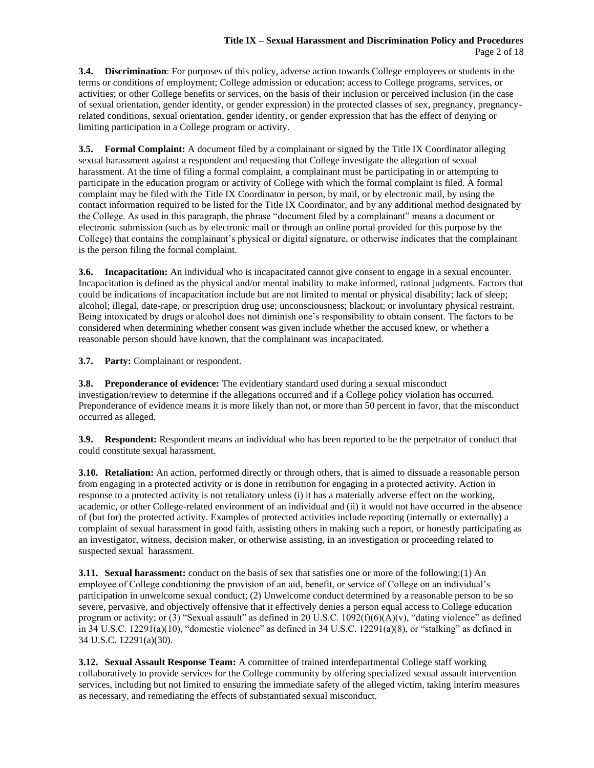**3.4. Discrimination**: For purposes of this policy, adverse action towards College employees or students in the terms or conditions of employment; College admission or education; access to College programs, services, or activities; or other College benefits or services, on the basis of their inclusion or perceived inclusion (in the case of sexual orientation, gender identity, or gender expression) in the protected classes of sex, pregnancy, pregnancy-related conditions, sexual orientation, gender identity, or gender expression that has the effect of denying or limiting participation in a College program or activity.

**3.5. Formal Complaint:** A document filed by a complainant or signed by the Title IX Coordinator alleging sexual harassment against a respondent and requesting that College investigate the allegation of sexual harassment. At the time of filing a formal complaint, a complainant must be participating in or attempting to participate in the education program or activity of College with which the formal complaint is filed. A formal complaint may be filed with the Title IX Coordinator in person, by mail, or by electronic mail, by using the contact information required to be listed for the Title IX Coordinator, and by any additional method designated by the College. As used in this paragraph, the phrase "document filed by a complainant" means a document or electronic submission (such as by electronic mail or through an online portal provided for this purpose by the College) that contains the complainant's physical or digital signature, or otherwise indicates that the complainant is the person filing the formal complaint.

**3.6. Incapacitation:** An individual who is incapacitated cannot give consent to engage in a sexual encounter. Incapacitation is defined as the physical and/or mental inability to make informed, rational judgments. Factors that could be indications of incapacitation include but are not limited to mental or physical disability; lack of sleep; alcohol; illegal, date-rape, or prescription drug use; unconsciousness; blackout; or involuntary physical restraint. Being intoxicated by drugs or alcohol does not diminish one's responsibility to obtain consent. The factors to be considered when determining whether consent was given include whether the accused knew, or whether a reasonable person should have known, that the complainant was incapacitated.

**3.7. Party:** Complainant or respondent.

**3.8. Preponderance of evidence:** The evidentiary standard used during a sexual misconduct investigation/review to determine if the allegations occurred and if a College policy violation has occurred. Preponderance of evidence means it is more likely than not, or more than 50 percent in favor, that the misconduct occurred as alleged.

**3.9. Respondent:** Respondent means an individual who has been reported to be the perpetrator of conduct that could constitute sexual harassment.

**3.10. Retaliation:** An action, performed directly or through others, that is aimed to dissuade a reasonable person from engaging in a protected activity or is done in retribution for engaging in a protected activity. Action in response to a protected activity is not retaliatory unless (i) it has a materially adverse effect on the working, academic, or other College-related environment of an individual and (ii) it would not have occurred in the absence of (but for) the protected activity. Examples of protected activities include reporting (internally or externally) a complaint of sexual harassment in good faith, assisting others in making such a report, or honestly participating as an investigator, witness, decision maker, or otherwise assisting, in an investigation or proceeding related to suspected sexual harassment.

**3.11. Sexual harassment:** conduct on the basis of sex that satisfies one or more of the following:(1) An employee of College conditioning the provision of an aid, benefit, or service of College on an individual's participation in unwelcome sexual conduct; (2) Unwelcome conduct determined by a reasonable person to be so severe, pervasive, and objectively offensive that it effectively denies a person equal access to College education program or activity; or (3) "Sexual assault" as defined in 20 U.S.C. 1092(f)(6)(A)(v), "dating violence" as defined in 34 U.S.C. 12291(a)(10), "domestic violence" as defined in 34 U.S.C. 12291(a)(8), or "stalking" as defined in 34 U.S.C. 12291(a)(30).

**3.12. Sexual Assault Response Team:** A committee of trained interdepartmental College staff working collaboratively to provide services for the College community by offering specialized sexual assault intervention services, including but not limited to ensuring the immediate safety of the alleged victim, taking interim measures as necessary, and remediating the effects of substantiated sexual misconduct.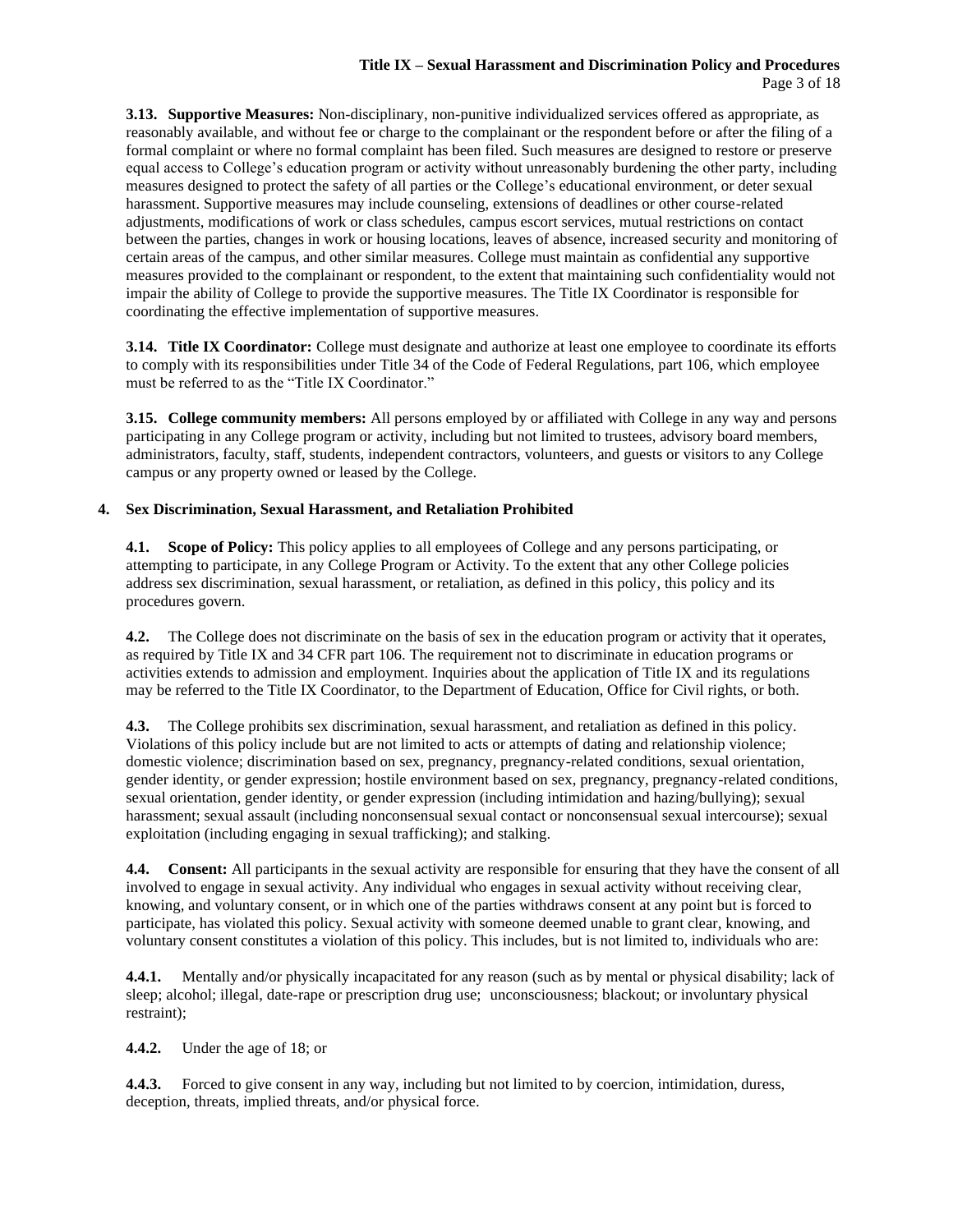**3.13. Supportive Measures:** Non-disciplinary, non-punitive individualized services offered as appropriate, as reasonably available, and without fee or charge to the complainant or the respondent before or after the filing of a formal complaint or where no formal complaint has been filed. Such measures are designed to restore or preserve equal access to College's education program or activity without unreasonably burdening the other party, including measures designed to protect the safety of all parties or the College's educational environment, or deter sexual harassment. Supportive measures may include counseling, extensions of deadlines or other course-related adjustments, modifications of work or class schedules, campus escort services, mutual restrictions on contact between the parties, changes in work or housing locations, leaves of absence, increased security and monitoring of certain areas of the campus, and other similar measures. College must maintain as confidential any supportive measures provided to the complainant or respondent, to the extent that maintaining such confidentiality would not impair the ability of College to provide the supportive measures. The Title IX Coordinator is responsible for coordinating the effective implementation of supportive measures.

**3.14. Title IX Coordinator:** College must designate and authorize at least one employee to coordinate its efforts to comply with its responsibilities under Title 34 of the Code of Federal Regulations, part 106, which employee must be referred to as the "Title IX Coordinator."

**3.15. College community members:** All persons employed by or affiliated with College in any way and persons participating in any College program or activity, including but not limited to trustees, advisory board members, administrators, faculty, staff, students, independent contractors, volunteers, and guests or visitors to any College campus or any property owned or leased by the College.

## 4. Sex Discrimination, Sexual Harassment, and Retaliation Prohibited

**4.1. Scope of Policy:** This policy applies to all employees of College and any persons participating, or attempting to participate, in any College Program or Activity. To the extent that any other College policies address sex discrimination, sexual harassment, or retaliation, as defined in this policy, this policy and its procedures govern.

**4.2.** The College does not discriminate on the basis of sex in the education program or activity that it operates, as required by Title IX and 34 CFR part 106. The requirement not to discriminate in education programs or activities extends to admission and employment. Inquiries about the application of Title IX and its regulations may be referred to the Title IX Coordinator, to the Department of Education, Office for Civil rights, or both.

**4.3.** The College prohibits sex discrimination, sexual harassment, and retaliation as defined in this policy. Violations of this policy include but are not limited to acts or attempts of dating and relationship violence; domestic violence; discrimination based on sex, pregnancy, pregnancy-related conditions, sexual orientation, gender identity, or gender expression; hostile environment based on sex, pregnancy, pregnancy-related conditions, sexual orientation, gender identity, or gender expression (including intimidation and hazing/bullying); sexual harassment; sexual assault (including nonconsensual sexual contact or nonconsensual sexual intercourse); sexual exploitation (including engaging in sexual trafficking); and stalking.

**4.4. Consent:** All participants in the sexual activity are responsible for ensuring that they have the consent of all involved to engage in sexual activity. Any individual who engages in sexual activity without receiving clear, knowing, and voluntary consent, or in which one of the parties withdraws consent at any point but is forced to participate, has violated this policy. Sexual activity with someone deemed unable to grant clear, knowing, and voluntary consent constitutes a violation of this policy. This includes, but is not limited to, individuals who are:

**4.4.1.** Mentally and/or physically incapacitated for any reason (such as by mental or physical disability; lack of sleep; alcohol; illegal, date-rape or prescription drug use; unconsciousness; blackout; or involuntary physical restraint);

**4.4.2.** Under the age of 18; or

**4.4.3.** Forced to give consent in any way, including but not limited to by coercion, intimidation, duress, deception, threats, implied threats, and/or physical force.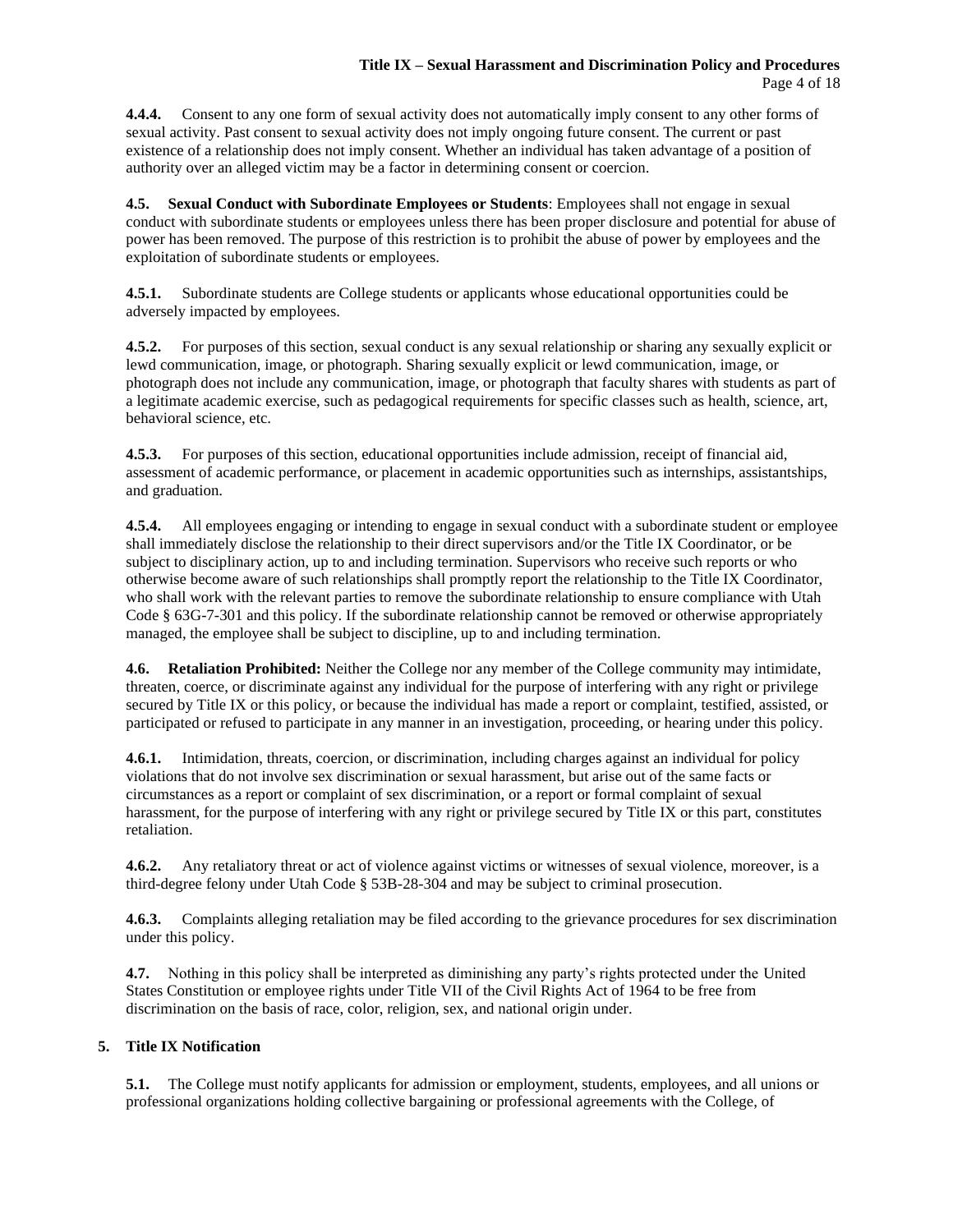**4.4.4.** Consent to any one form of sexual activity does not automatically imply consent to any other forms of sexual activity. Past consent to sexual activity does not imply ongoing future consent. The current or past existence of a relationship does not imply consent. Whether an individual has taken advantage of a position of authority over an alleged victim may be a factor in determining consent or coercion.

**4.5. Sexual Conduct with Subordinate Employees or Students**: Employees shall not engage in sexual conduct with subordinate students or employees unless there has been proper disclosure and potential for abuse of power has been removed. The purpose of this restriction is to prohibit the abuse of power by employees and the exploitation of subordinate students or employees.

**4.5.1.** Subordinate students are College students or applicants whose educational opportunities could be adversely impacted by employees.

**4.5.2.** For purposes of this section, sexual conduct is any sexual relationship or sharing any sexually explicit or lewd communication, image, or photograph. Sharing sexually explicit or lewd communication, image, or photograph does not include any communication, image, or photograph that faculty shares with students as part of a legitimate academic exercise, such as pedagogical requirements for specific classes such as health, science, art, behavioral science, etc.

**4.5.3.** For purposes of this section, educational opportunities include admission, receipt of financial aid, assessment of academic performance, or placement in academic opportunities such as internships, assistantships, and graduation.

**4.5.4.** All employees engaging or intending to engage in sexual conduct with a subordinate student or employee shall immediately disclose the relationship to their direct supervisors and/or the Title IX Coordinator, or be subject to disciplinary action, up to and including termination. Supervisors who receive such reports or who otherwise become aware of such relationships shall promptly report the relationship to the Title IX Coordinator, who shall work with the relevant parties to remove the subordinate relationship to ensure compliance with Utah Code § 63G-7-301 and this policy. If the subordinate relationship cannot be removed or otherwise appropriately managed, the employee shall be subject to discipline, up to and including termination.

**4.6. Retaliation Prohibited:** Neither the College nor any member of the College community may intimidate, threaten, coerce, or discriminate against any individual for the purpose of interfering with any right or privilege secured by Title IX or this policy, or because the individual has made a report or complaint, testified, assisted, or participated or refused to participate in any manner in an investigation, proceeding, or hearing under this policy.

**4.6.1.** Intimidation, threats, coercion, or discrimination, including charges against an individual for policy violations that do not involve sex discrimination or sexual harassment, but arise out of the same facts or circumstances as a report or complaint of sex discrimination, or a report or formal complaint of sexual harassment, for the purpose of interfering with any right or privilege secured by Title IX or this part, constitutes retaliation.

**4.6.2.** Any retaliatory threat or act of violence against victims or witnesses of sexual violence, moreover, is a third-degree felony under Utah Code § 53B-28-304 and may be subject to criminal prosecution.

**4.6.3.** Complaints alleging retaliation may be filed according to the grievance procedures for sex discrimination under this policy.

**4.7.** Nothing in this policy shall be interpreted as diminishing any party's rights protected under the United States Constitution or employee rights under Title VII of the Civil Rights Act of 1964 to be free from discrimination on the basis of race, color, religion, sex, and national origin under.

## 5. Title IX Notification

**5.1.** The College must notify applicants for admission or employment, students, employees, and all unions or professional organizations holding collective bargaining or professional agreements with the College, of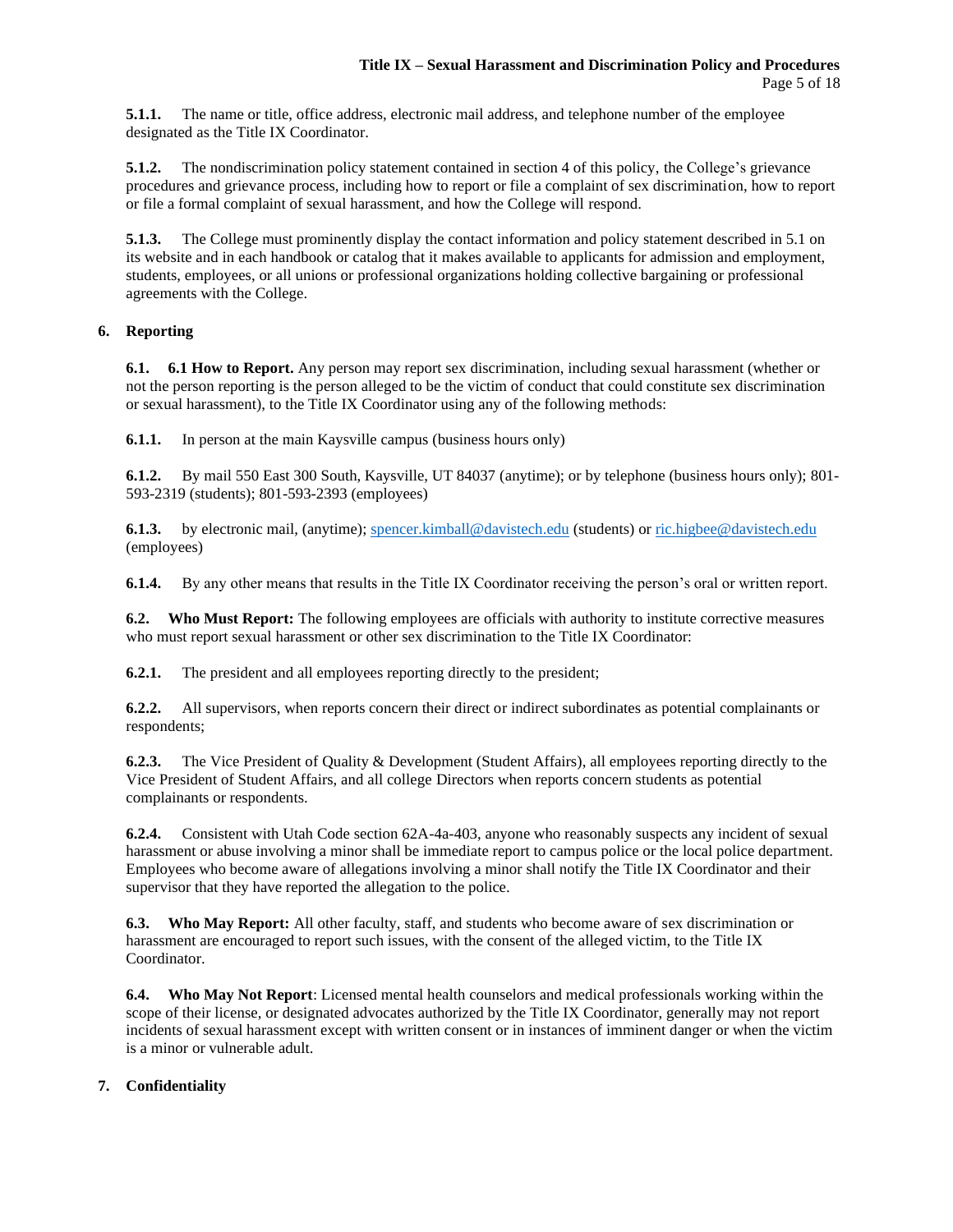**5.1.1.** The name or title, office address, electronic mail address, and telephone number of the employee designated as the Title IX Coordinator.

**5.1.2.** The nondiscrimination policy statement contained in section 4 of this policy, the College's grievance procedures and grievance process, including how to report or file a complaint of sex discrimination, how to report or file a formal complaint of sexual harassment, and how the College will respond.

**5.1.3.** The College must prominently display the contact information and policy statement described in 5.1 on its website and in each handbook or catalog that it makes available to applicants for admission and employment, students, employees, or all unions or professional organizations holding collective bargaining or professional agreements with the College.

## 6. Reporting

**6.1. 6.1 How to Report.** Any person may report sex discrimination, including sexual harassment (whether or not the person reporting is the person alleged to be the victim of conduct that could constitute sex discrimination or sexual harassment), to the Title IX Coordinator using any of the following methods:

**6.1.1.** In person at the main Kaysville campus (business hours only)

**6.1.2.** By mail 550 East 300 South, Kaysville, UT 84037 (anytime); or by telephone (business hours only); 801-593-2319 (students); 801-593-2393 (employees)

**6.1.3.** by electronic mail, (anytime); spencer.kimball@davistech.edu (students) or ric.higbee@davistech.edu (employees)

**6.1.4.** By any other means that results in the Title IX Coordinator receiving the person's oral or written report.

**6.2. Who Must Report:** The following employees are officials with authority to institute corrective measures who must report sexual harassment or other sex discrimination to the Title IX Coordinator:

**6.2.1.** The president and all employees reporting directly to the president;

**6.2.2.** All supervisors, when reports concern their direct or indirect subordinates as potential complainants or respondents;

**6.2.3.** The Vice President of Quality & Development (Student Affairs), all employees reporting directly to the Vice President of Student Affairs, and all college Directors when reports concern students as potential complainants or respondents.

**6.2.4.** Consistent with Utah Code section 62A-4a-403, anyone who reasonably suspects any incident of sexual harassment or abuse involving a minor shall be immediate report to campus police or the local police department. Employees who become aware of allegations involving a minor shall notify the Title IX Coordinator and their supervisor that they have reported the allegation to the police.

**6.3. Who May Report:** All other faculty, staff, and students who become aware of sex discrimination or harassment are encouraged to report such issues, with the consent of the alleged victim, to the Title IX Coordinator.

**6.4. Who May Not Report**: Licensed mental health counselors and medical professionals working within the scope of their license, or designated advocates authorized by the Title IX Coordinator, generally may not report incidents of sexual harassment except with written consent or in instances of imminent danger or when the victim is a minor or vulnerable adult.

## 7. Confidentiality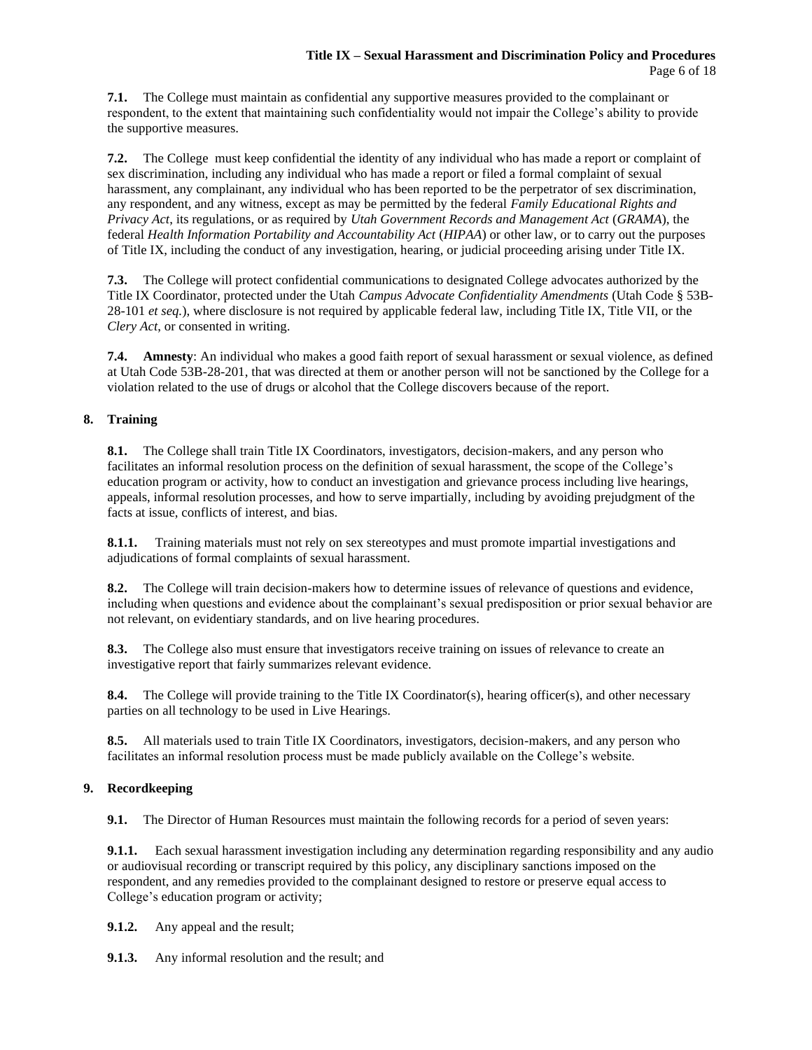**7.1.** The College must maintain as confidential any supportive measures provided to the complainant or respondent, to the extent that maintaining such confidentiality would not impair the College's ability to provide the supportive measures.

**7.2.** The College must keep confidential the identity of any individual who has made a report or complaint of sex discrimination, including any individual who has made a report or filed a formal complaint of sexual harassment, any complainant, any individual who has been reported to be the perpetrator of sex discrimination, any respondent, and any witness, except as may be permitted by the federal *Family Educational Rights and Privacy Act*, its regulations, or as required by *Utah Government Records and Management Act* (*GRAMA*), the federal *Health Information Portability and Accountability Act* (*HIPAA*) or other law, or to carry out the purposes of Title IX, including the conduct of any investigation, hearing, or judicial proceeding arising under Title IX.

**7.3.** The College will protect confidential communications to designated College advocates authorized by the Title IX Coordinator, protected under the Utah *Campus Advocate Confidentiality Amendments* (Utah Code § 53B-28-101 *et seq.*), where disclosure is not required by applicable federal law, including Title IX, Title VII, or the *Clery Act*, or consented in writing.

**7.4.** **Amnesty**: An individual who makes a good faith report of sexual harassment or sexual violence, as defined at Utah Code 53B-28-201, that was directed at them or another person will not be sanctioned by the College for a violation related to the use of drugs or alcohol that the College discovers because of the report.

## 8. Training

**8.1.** The College shall train Title IX Coordinators, investigators, decision-makers, and any person who facilitates an informal resolution process on the definition of sexual harassment, the scope of the College's education program or activity, how to conduct an investigation and grievance process including live hearings, appeals, informal resolution processes, and how to serve impartially, including by avoiding prejudgment of the facts at issue, conflicts of interest, and bias.

**8.1.1.** Training materials must not rely on sex stereotypes and must promote impartial investigations and adjudications of formal complaints of sexual harassment.

**8.2.** The College will train decision-makers how to determine issues of relevance of questions and evidence, including when questions and evidence about the complainant's sexual predisposition or prior sexual behavior are not relevant, on evidentiary standards, and on live hearing procedures.

**8.3.** The College also must ensure that investigators receive training on issues of relevance to create an investigative report that fairly summarizes relevant evidence.

**8.4.** The College will provide training to the Title IX Coordinator(s), hearing officer(s), and other necessary parties on all technology to be used in Live Hearings.

**8.5.** All materials used to train Title IX Coordinators, investigators, decision-makers, and any person who facilitates an informal resolution process must be made publicly available on the College's website.

## 9. Recordkeeping

**9.1.** The Director of Human Resources must maintain the following records for a period of seven years:

**9.1.1.** Each sexual harassment investigation including any determination regarding responsibility and any audio or audiovisual recording or transcript required by this policy, any disciplinary sanctions imposed on the respondent, and any remedies provided to the complainant designed to restore or preserve equal access to College's education program or activity;

**9.1.2.** Any appeal and the result;

**9.1.3.** Any informal resolution and the result; and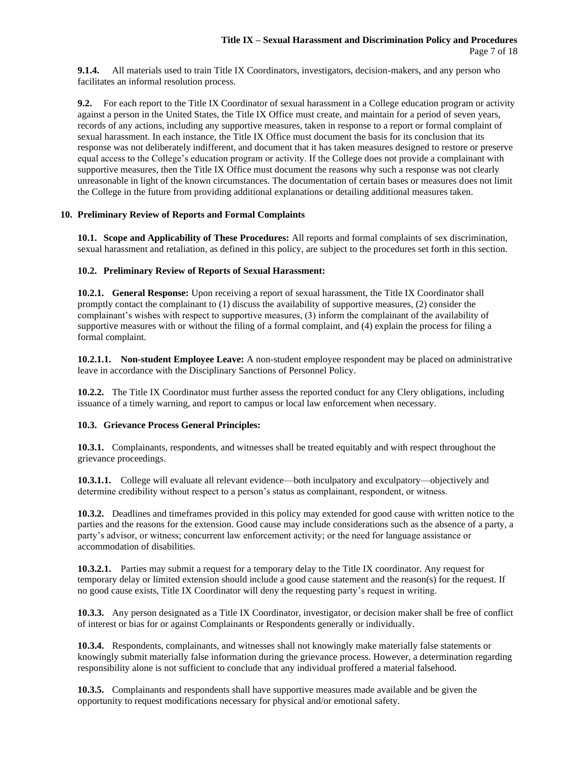**9.1.4.** All materials used to train Title IX Coordinators, investigators, decision-makers, and any person who facilitates an informal resolution process.

**9.2.** For each report to the Title IX Coordinator of sexual harassment in a College education program or activity against a person in the United States, the Title IX Office must create, and maintain for a period of seven years, records of any actions, including any supportive measures, taken in response to a report or formal complaint of sexual harassment. In each instance, the Title IX Office must document the basis for its conclusion that its response was not deliberately indifferent, and document that it has taken measures designed to restore or preserve equal access to the College's education program or activity. If the College does not provide a complainant with supportive measures, then the Title IX Office must document the reasons why such a response was not clearly unreasonable in light of the known circumstances. The documentation of certain bases or measures does not limit the College in the future from providing additional explanations or detailing additional measures taken.

## 10. Preliminary Review of Reports and Formal Complaints

**10.1. Scope and Applicability of These Procedures:** All reports and formal complaints of sex discrimination, sexual harassment and retaliation, as defined in this policy, are subject to the procedures set forth in this section.

**10.2. Preliminary Review of Reports of Sexual Harassment:**

**10.2.1. General Response:** Upon receiving a report of sexual harassment, the Title IX Coordinator shall promptly contact the complainant to (1) discuss the availability of supportive measures, (2) consider the complainant's wishes with respect to supportive measures, (3) inform the complainant of the availability of supportive measures with or without the filing of a formal complaint, and (4) explain the process for filing a formal complaint.

**10.2.1.1. Non-student Employee Leave:** A non-student employee respondent may be placed on administrative leave in accordance with the Disciplinary Sanctions of Personnel Policy.

**10.2.2.** The Title IX Coordinator must further assess the reported conduct for any Clery obligations, including issuance of a timely warning, and report to campus or local law enforcement when necessary.

**10.3. Grievance Process General Principles:**

**10.3.1.** Complainants, respondents, and witnesses shall be treated equitably and with respect throughout the grievance proceedings.

**10.3.1.1.** College will evaluate all relevant evidence—both inculpatory and exculpatory—objectively and determine credibility without respect to a person's status as complainant, respondent, or witness.

**10.3.2.** Deadlines and timeframes provided in this policy may extended for good cause with written notice to the parties and the reasons for the extension. Good cause may include considerations such as the absence of a party, a party's advisor, or witness; concurrent law enforcement activity; or the need for language assistance or accommodation of disabilities.

**10.3.2.1.** Parties may submit a request for a temporary delay to the Title IX coordinator. Any request for temporary delay or limited extension should include a good cause statement and the reason(s) for the request. If no good cause exists, Title IX Coordinator will deny the requesting party's request in writing.

**10.3.3.** Any person designated as a Title IX Coordinator, investigator, or decision maker shall be free of conflict of interest or bias for or against Complainants or Respondents generally or individually.

**10.3.4.** Respondents, complainants, and witnesses shall not knowingly make materially false statements or knowingly submit materially false information during the grievance process. However, a determination regarding responsibility alone is not sufficient to conclude that any individual proffered a material falsehood.

**10.3.5.** Complainants and respondents shall have supportive measures made available and be given the opportunity to request modifications necessary for physical and/or emotional safety.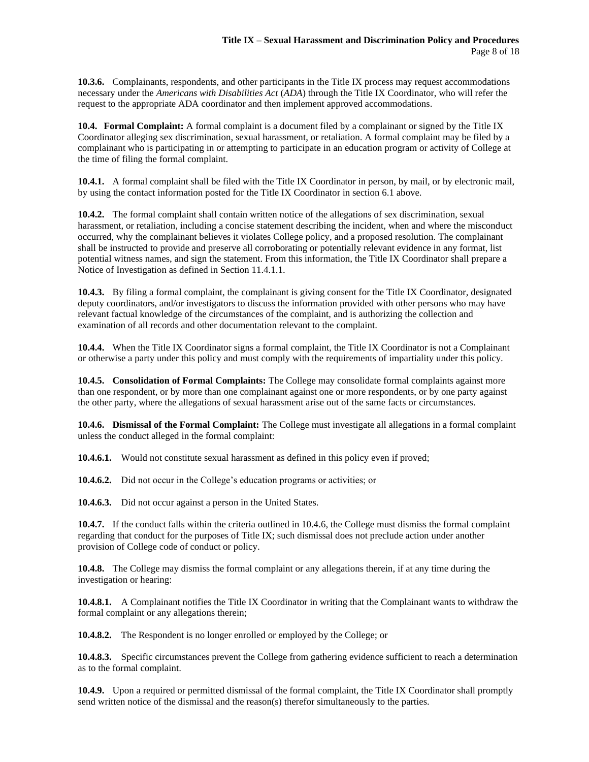**10.3.6.** Complainants, respondents, and other participants in the Title IX process may request accommodations necessary under the *Americans with Disabilities Act* (*ADA*) through the Title IX Coordinator, who will refer the request to the appropriate ADA coordinator and then implement approved accommodations.

**10.4. Formal Complaint:** A formal complaint is a document filed by a complainant or signed by the Title IX Coordinator alleging sex discrimination, sexual harassment, or retaliation. A formal complaint may be filed by a complainant who is participating in or attempting to participate in an education program or activity of College at the time of filing the formal complaint.

**10.4.1.** A formal complaint shall be filed with the Title IX Coordinator in person, by mail, or by electronic mail, by using the contact information posted for the Title IX Coordinator in section 6.1 above.

**10.4.2.** The formal complaint shall contain written notice of the allegations of sex discrimination, sexual harassment, or retaliation, including a concise statement describing the incident, when and where the misconduct occurred, why the complainant believes it violates College policy, and a proposed resolution. The complainant shall be instructed to provide and preserve all corroborating or potentially relevant evidence in any format, list potential witness names, and sign the statement. From this information, the Title IX Coordinator shall prepare a Notice of Investigation as defined in Section 11.4.1.1.

**10.4.3.** By filing a formal complaint, the complainant is giving consent for the Title IX Coordinator, designated deputy coordinators, and/or investigators to discuss the information provided with other persons who may have relevant factual knowledge of the circumstances of the complaint, and is authorizing the collection and examination of all records and other documentation relevant to the complaint.

**10.4.4.** When the Title IX Coordinator signs a formal complaint, the Title IX Coordinator is not a Complainant or otherwise a party under this policy and must comply with the requirements of impartiality under this policy.

**10.4.5. Consolidation of Formal Complaints:** The College may consolidate formal complaints against more than one respondent, or by more than one complainant against one or more respondents, or by one party against the other party, where the allegations of sexual harassment arise out of the same facts or circumstances.

**10.4.6. Dismissal of the Formal Complaint:** The College must investigate all allegations in a formal complaint unless the conduct alleged in the formal complaint:

**10.4.6.1.** Would not constitute sexual harassment as defined in this policy even if proved;

**10.4.6.2.** Did not occur in the College's education programs or activities; or

**10.4.6.3.** Did not occur against a person in the United States.

**10.4.7.** If the conduct falls within the criteria outlined in 10.4.6, the College must dismiss the formal complaint regarding that conduct for the purposes of Title IX; such dismissal does not preclude action under another provision of College code of conduct or policy.

**10.4.8.** The College may dismiss the formal complaint or any allegations therein, if at any time during the investigation or hearing:

**10.4.8.1.** A Complainant notifies the Title IX Coordinator in writing that the Complainant wants to withdraw the formal complaint or any allegations therein;

**10.4.8.2.** The Respondent is no longer enrolled or employed by the College; or

**10.4.8.3.** Specific circumstances prevent the College from gathering evidence sufficient to reach a determination as to the formal complaint.

**10.4.9.** Upon a required or permitted dismissal of the formal complaint, the Title IX Coordinator shall promptly send written notice of the dismissal and the reason(s) therefor simultaneously to the parties.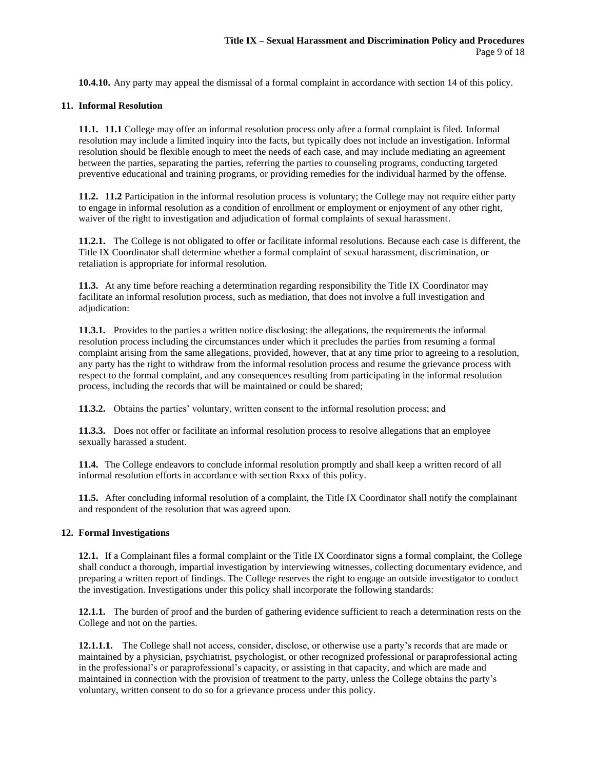**10.4.10.** Any party may appeal the dismissal of a formal complaint in accordance with section 14 of this policy.

## 11. Informal Resolution

**11.1. 11.1** College may offer an informal resolution process only after a formal complaint is filed. Informal resolution may include a limited inquiry into the facts, but typically does not include an investigation. Informal resolution should be flexible enough to meet the needs of each case, and may include mediating an agreement between the parties, separating the parties, referring the parties to counseling programs, conducting targeted preventive educational and training programs, or providing remedies for the individual harmed by the offense.

**11.2. 11.2** Participation in the informal resolution process is voluntary; the College may not require either party to engage in informal resolution as a condition of enrollment or employment or enjoyment of any other right, waiver of the right to investigation and adjudication of formal complaints of sexual harassment.

**11.2.1.** The College is not obligated to offer or facilitate informal resolutions. Because each case is different, the Title IX Coordinator shall determine whether a formal complaint of sexual harassment, discrimination, or retaliation is appropriate for informal resolution.

**11.3.** At any time before reaching a determination regarding responsibility the Title IX Coordinator may facilitate an informal resolution process, such as mediation, that does not involve a full investigation and adjudication:

**11.3.1.** Provides to the parties a written notice disclosing: the allegations, the requirements the informal resolution process including the circumstances under which it precludes the parties from resuming a formal complaint arising from the same allegations, provided, however, that at any time prior to agreeing to a resolution, any party has the right to withdraw from the informal resolution process and resume the grievance process with respect to the formal complaint, and any consequences resulting from participating in the informal resolution process, including the records that will be maintained or could be shared;

**11.3.2.** Obtains the parties' voluntary, written consent to the informal resolution process; and

**11.3.3.** Does not offer or facilitate an informal resolution process to resolve allegations that an employee sexually harassed a student.

**11.4.** The College endeavors to conclude informal resolution promptly and shall keep a written record of all informal resolution efforts in accordance with section Rxxx of this policy.

**11.5.** After concluding informal resolution of a complaint, the Title IX Coordinator shall notify the complainant and respondent of the resolution that was agreed upon.

## 12. Formal Investigations

**12.1.** If a Complainant files a formal complaint or the Title IX Coordinator signs a formal complaint, the College shall conduct a thorough, impartial investigation by interviewing witnesses, collecting documentary evidence, and preparing a written report of findings. The College reserves the right to engage an outside investigator to conduct the investigation. Investigations under this policy shall incorporate the following standards:

**12.1.1.** The burden of proof and the burden of gathering evidence sufficient to reach a determination rests on the College and not on the parties.

**12.1.1.1.** The College shall not access, consider, disclose, or otherwise use a party's records that are made or maintained by a physician, psychiatrist, psychologist, or other recognized professional or paraprofessional acting in the professional's or paraprofessional's capacity, or assisting in that capacity, and which are made and maintained in connection with the provision of treatment to the party, unless the College obtains the party's voluntary, written consent to do so for a grievance process under this policy.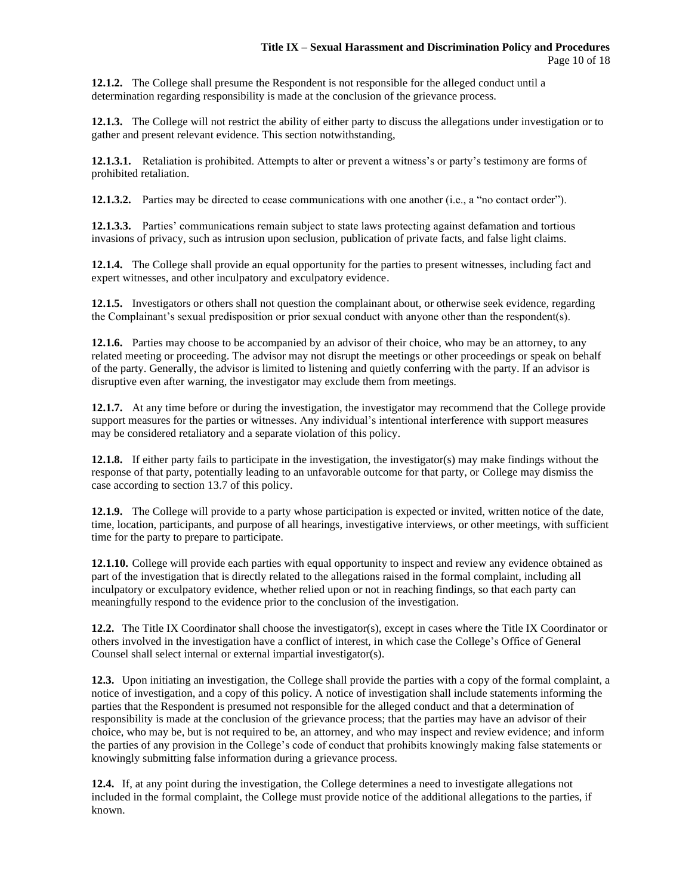**12.1.2.** The College shall presume the Respondent is not responsible for the alleged conduct until a determination regarding responsibility is made at the conclusion of the grievance process.

**12.1.3.** The College will not restrict the ability of either party to discuss the allegations under investigation or to gather and present relevant evidence. This section notwithstanding,

**12.1.3.1.** Retaliation is prohibited. Attempts to alter or prevent a witness's or party's testimony are forms of prohibited retaliation.

**12.1.3.2.** Parties may be directed to cease communications with one another (i.e., a "no contact order").

**12.1.3.3.** Parties' communications remain subject to state laws protecting against defamation and tortious invasions of privacy, such as intrusion upon seclusion, publication of private facts, and false light claims.

**12.1.4.** The College shall provide an equal opportunity for the parties to present witnesses, including fact and expert witnesses, and other inculpatory and exculpatory evidence.

**12.1.5.** Investigators or others shall not question the complainant about, or otherwise seek evidence, regarding the Complainant's sexual predisposition or prior sexual conduct with anyone other than the respondent(s).

**12.1.6.** Parties may choose to be accompanied by an advisor of their choice, who may be an attorney, to any related meeting or proceeding. The advisor may not disrupt the meetings or other proceedings or speak on behalf of the party. Generally, the advisor is limited to listening and quietly conferring with the party. If an advisor is disruptive even after warning, the investigator may exclude them from meetings.

**12.1.7.** At any time before or during the investigation, the investigator may recommend that the College provide support measures for the parties or witnesses. Any individual's intentional interference with support measures may be considered retaliatory and a separate violation of this policy.

**12.1.8.** If either party fails to participate in the investigation, the investigator(s) may make findings without the response of that party, potentially leading to an unfavorable outcome for that party, or College may dismiss the case according to section 13.7 of this policy.

**12.1.9.** The College will provide to a party whose participation is expected or invited, written notice of the date, time, location, participants, and purpose of all hearings, investigative interviews, or other meetings, with sufficient time for the party to prepare to participate.

**12.1.10.** College will provide each parties with equal opportunity to inspect and review any evidence obtained as part of the investigation that is directly related to the allegations raised in the formal complaint, including all inculpatory or exculpatory evidence, whether relied upon or not in reaching findings, so that each party can meaningfully respond to the evidence prior to the conclusion of the investigation.

**12.2.** The Title IX Coordinator shall choose the investigator(s), except in cases where the Title IX Coordinator or others involved in the investigation have a conflict of interest, in which case the College's Office of General Counsel shall select internal or external impartial investigator(s).

**12.3.** Upon initiating an investigation, the College shall provide the parties with a copy of the formal complaint, a notice of investigation, and a copy of this policy. A notice of investigation shall include statements informing the parties that the Respondent is presumed not responsible for the alleged conduct and that a determination of responsibility is made at the conclusion of the grievance process; that the parties may have an advisor of their choice, who may be, but is not required to be, an attorney, and who may inspect and review evidence; and inform the parties of any provision in the College's code of conduct that prohibits knowingly making false statements or knowingly submitting false information during a grievance process.

**12.4.** If, at any point during the investigation, the College determines a need to investigate allegations not included in the formal complaint, the College must provide notice of the additional allegations to the parties, if known.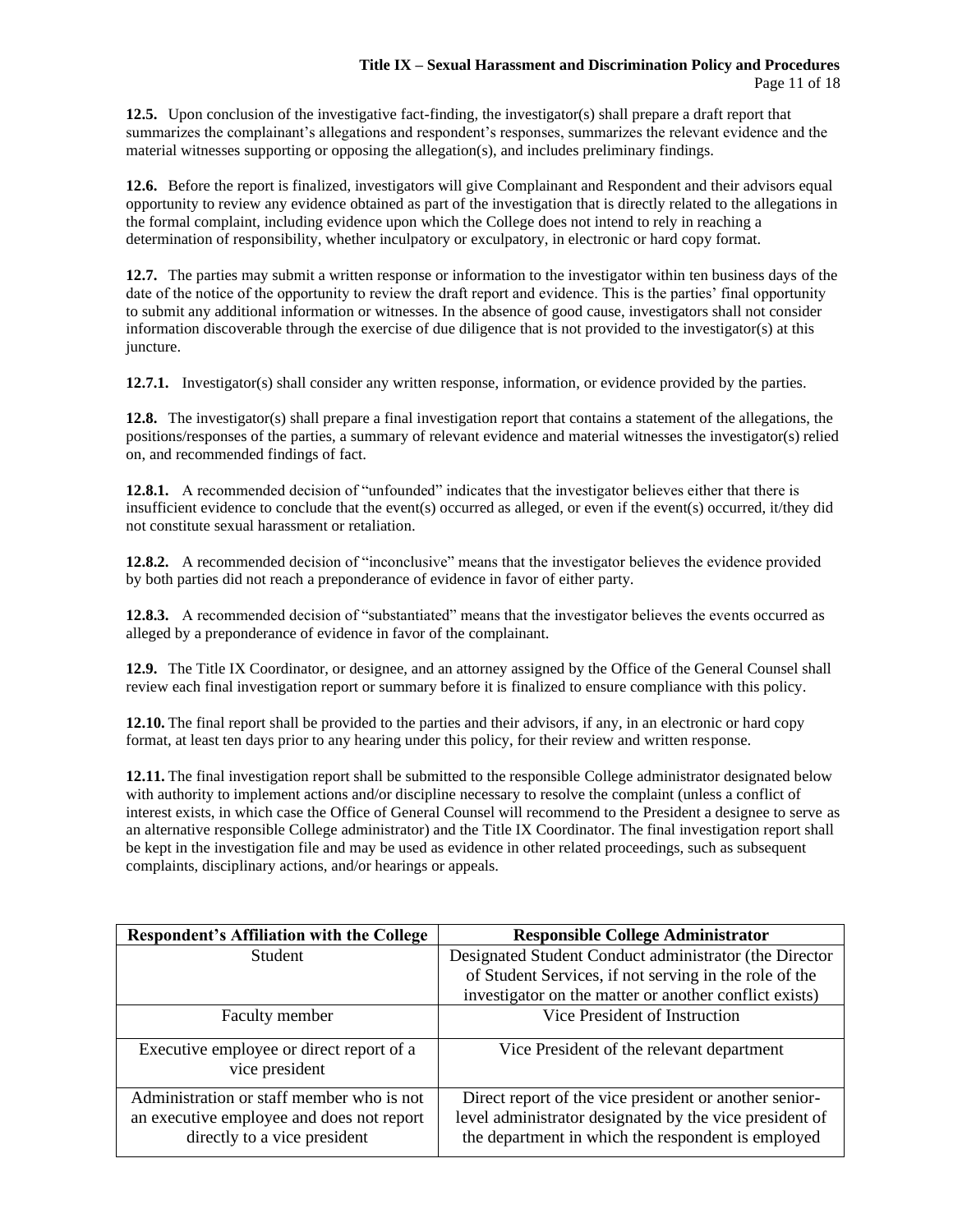**12.5.** Upon conclusion of the investigative fact-finding, the investigator(s) shall prepare a draft report that summarizes the complainant's allegations and respondent's responses, summarizes the relevant evidence and the material witnesses supporting or opposing the allegation(s), and includes preliminary findings.

**12.6.** Before the report is finalized, investigators will give Complainant and Respondent and their advisors equal opportunity to review any evidence obtained as part of the investigation that is directly related to the allegations in the formal complaint, including evidence upon which the College does not intend to rely in reaching a determination of responsibility, whether inculpatory or exculpatory, in electronic or hard copy format.

**12.7.** The parties may submit a written response or information to the investigator within ten business days of the date of the notice of the opportunity to review the draft report and evidence. This is the parties' final opportunity to submit any additional information or witnesses. In the absence of good cause, investigators shall not consider information discoverable through the exercise of due diligence that is not provided to the investigator(s) at this juncture.

**12.7.1.** Investigator(s) shall consider any written response, information, or evidence provided by the parties.

**12.8.** The investigator(s) shall prepare a final investigation report that contains a statement of the allegations, the positions/responses of the parties, a summary of relevant evidence and material witnesses the investigator(s) relied on, and recommended findings of fact.

**12.8.1.** A recommended decision of "unfounded" indicates that the investigator believes either that there is insufficient evidence to conclude that the event(s) occurred as alleged, or even if the event(s) occurred, it/they did not constitute sexual harassment or retaliation.

**12.8.2.** A recommended decision of "inconclusive" means that the investigator believes the evidence provided by both parties did not reach a preponderance of evidence in favor of either party.

**12.8.3.** A recommended decision of "substantiated" means that the investigator believes the events occurred as alleged by a preponderance of evidence in favor of the complainant.

**12.9.** The Title IX Coordinator, or designee, and an attorney assigned by the Office of the General Counsel shall review each final investigation report or summary before it is finalized to ensure compliance with this policy.

**12.10.** The final report shall be provided to the parties and their advisors, if any, in an electronic or hard copy format, at least ten days prior to any hearing under this policy, for their review and written response.

**12.11.** The final investigation report shall be submitted to the responsible College administrator designated below with authority to implement actions and/or discipline necessary to resolve the complaint (unless a conflict of interest exists, in which case the Office of General Counsel will recommend to the President a designee to serve as an alternative responsible College administrator) and the Title IX Coordinator. The final investigation report shall be kept in the investigation file and may be used as evidence in other related proceedings, such as subsequent complaints, disciplinary actions, and/or hearings or appeals.

| Respondent's Affiliation with the College | Responsible College Administrator |
|---|---|
| Student | Designated Student Conduct administrator (the Director of Student Services, if not serving in the role of the investigator on the matter or another conflict exists) |
| Faculty member | Vice President of Instruction |
| Executive employee or direct report of a vice president | Vice President of the relevant department |
| Administration or staff member who is not an executive employee and does not report directly to a vice president | Direct report of the vice president or another senior-level administrator designated by the vice president of the department in which the respondent is employed |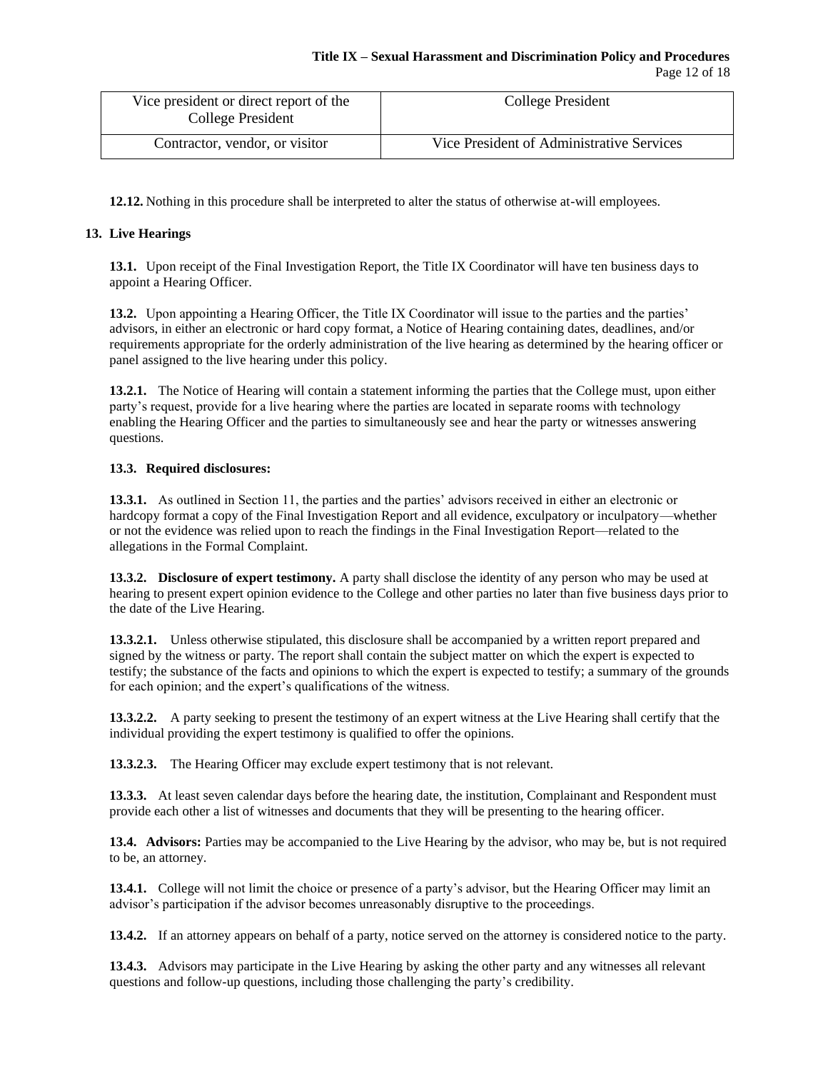| Vice president or direct report of the College President | College President |
| --- | --- |
| Contractor, vendor, or visitor | Vice President of Administrative Services |

**12.12.** Nothing in this procedure shall be interpreted to alter the status of otherwise at-will employees.

## 13. Live Hearings

**13.1.** Upon receipt of the Final Investigation Report, the Title IX Coordinator will have ten business days to appoint a Hearing Officer.

**13.2.** Upon appointing a Hearing Officer, the Title IX Coordinator will issue to the parties and the parties' advisors, in either an electronic or hard copy format, a Notice of Hearing containing dates, deadlines, and/or requirements appropriate for the orderly administration of the live hearing as determined by the hearing officer or panel assigned to the live hearing under this policy.

**13.2.1.** The Notice of Hearing will contain a statement informing the parties that the College must, upon either party's request, provide for a live hearing where the parties are located in separate rooms with technology enabling the Hearing Officer and the parties to simultaneously see and hear the party or witnesses answering questions.

**13.3. Required disclosures:**

**13.3.1.** As outlined in Section 11, the parties and the parties' advisors received in either an electronic or hardcopy format a copy of the Final Investigation Report and all evidence, exculpatory or inculpatory—whether or not the evidence was relied upon to reach the findings in the Final Investigation Report—related to the allegations in the Formal Complaint.

**13.3.2. Disclosure of expert testimony.** A party shall disclose the identity of any person who may be used at hearing to present expert opinion evidence to the College and other parties no later than five business days prior to the date of the Live Hearing.

**13.3.2.1.** Unless otherwise stipulated, this disclosure shall be accompanied by a written report prepared and signed by the witness or party. The report shall contain the subject matter on which the expert is expected to testify; the substance of the facts and opinions to which the expert is expected to testify; a summary of the grounds for each opinion; and the expert's qualifications of the witness.

**13.3.2.2.** A party seeking to present the testimony of an expert witness at the Live Hearing shall certify that the individual providing the expert testimony is qualified to offer the opinions.

**13.3.2.3.** The Hearing Officer may exclude expert testimony that is not relevant.

**13.3.3.** At least seven calendar days before the hearing date, the institution, Complainant and Respondent must provide each other a list of witnesses and documents that they will be presenting to the hearing officer.

**13.4. Advisors:** Parties may be accompanied to the Live Hearing by the advisor, who may be, but is not required to be, an attorney.

**13.4.1.** College will not limit the choice or presence of a party's advisor, but the Hearing Officer may limit an advisor's participation if the advisor becomes unreasonably disruptive to the proceedings.

**13.4.2.** If an attorney appears on behalf of a party, notice served on the attorney is considered notice to the party.

**13.4.3.** Advisors may participate in the Live Hearing by asking the other party and any witnesses all relevant questions and follow-up questions, including those challenging the party's credibility.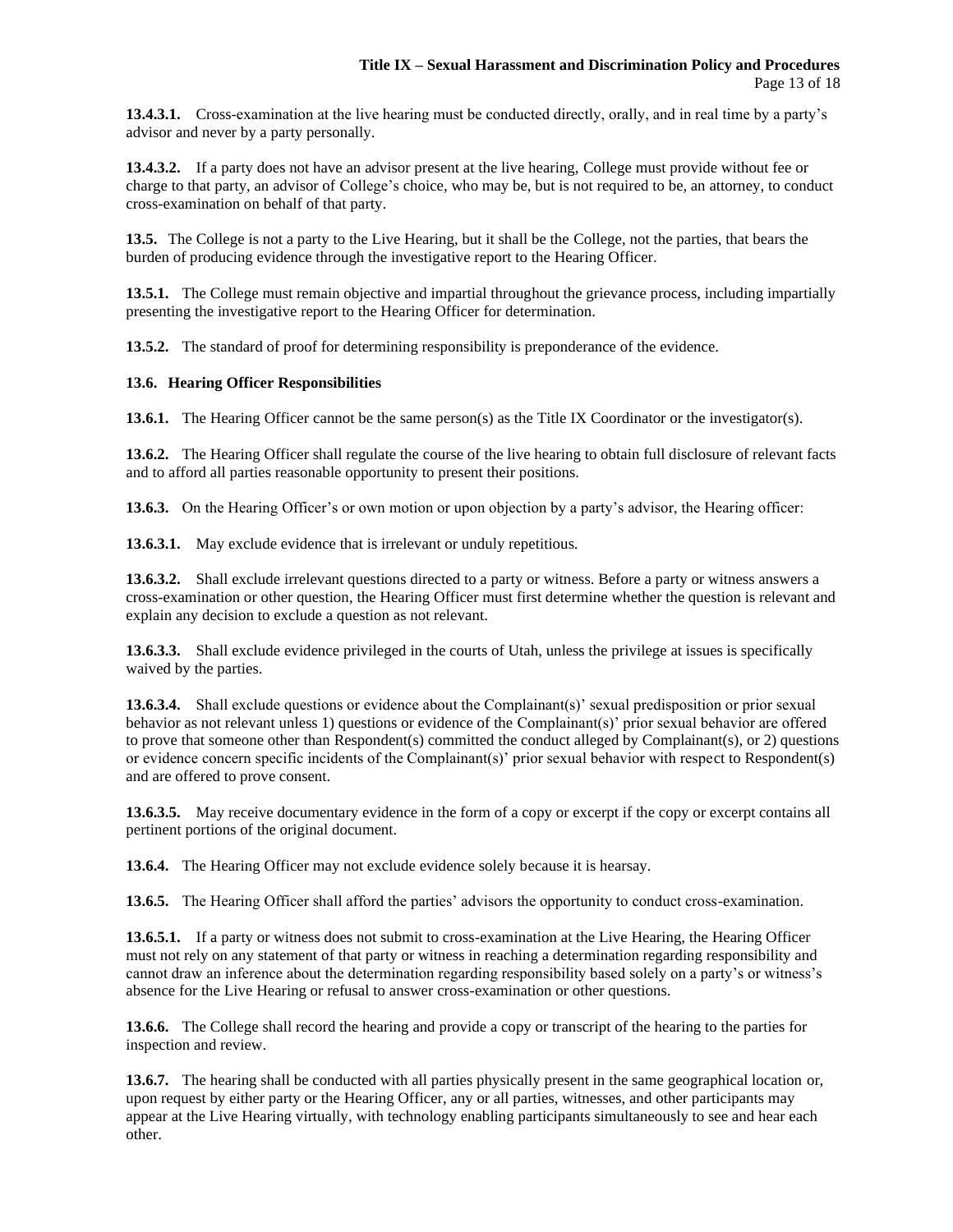**13.4.3.1.** Cross-examination at the live hearing must be conducted directly, orally, and in real time by a party's advisor and never by a party personally.

**13.4.3.2.** If a party does not have an advisor present at the live hearing, College must provide without fee or charge to that party, an advisor of College's choice, who may be, but is not required to be, an attorney, to conduct cross-examination on behalf of that party.

**13.5.** The College is not a party to the Live Hearing, but it shall be the College, not the parties, that bears the burden of producing evidence through the investigative report to the Hearing Officer.

**13.5.1.** The College must remain objective and impartial throughout the grievance process, including impartially presenting the investigative report to the Hearing Officer for determination.

**13.5.2.** The standard of proof for determining responsibility is preponderance of the evidence.

**13.6. Hearing Officer Responsibilities**

**13.6.1.** The Hearing Officer cannot be the same person(s) as the Title IX Coordinator or the investigator(s).

**13.6.2.** The Hearing Officer shall regulate the course of the live hearing to obtain full disclosure of relevant facts and to afford all parties reasonable opportunity to present their positions.

**13.6.3.** On the Hearing Officer's or own motion or upon objection by a party's advisor, the Hearing officer:

**13.6.3.1.** May exclude evidence that is irrelevant or unduly repetitious.

**13.6.3.2.** Shall exclude irrelevant questions directed to a party or witness. Before a party or witness answers a cross-examination or other question, the Hearing Officer must first determine whether the question is relevant and explain any decision to exclude a question as not relevant.

**13.6.3.3.** Shall exclude evidence privileged in the courts of Utah, unless the privilege at issues is specifically waived by the parties.

**13.6.3.4.** Shall exclude questions or evidence about the Complainant(s)' sexual predisposition or prior sexual behavior as not relevant unless 1) questions or evidence of the Complainant(s)' prior sexual behavior are offered to prove that someone other than Respondent(s) committed the conduct alleged by Complainant(s), or 2) questions or evidence concern specific incidents of the Complainant(s)' prior sexual behavior with respect to Respondent(s) and are offered to prove consent.

**13.6.3.5.** May receive documentary evidence in the form of a copy or excerpt if the copy or excerpt contains all pertinent portions of the original document.

**13.6.4.** The Hearing Officer may not exclude evidence solely because it is hearsay.

**13.6.5.** The Hearing Officer shall afford the parties' advisors the opportunity to conduct cross-examination.

**13.6.5.1.** If a party or witness does not submit to cross-examination at the Live Hearing, the Hearing Officer must not rely on any statement of that party or witness in reaching a determination regarding responsibility and cannot draw an inference about the determination regarding responsibility based solely on a party's or witness's absence for the Live Hearing or refusal to answer cross-examination or other questions.

**13.6.6.** The College shall record the hearing and provide a copy or transcript of the hearing to the parties for inspection and review.

**13.6.7.** The hearing shall be conducted with all parties physically present in the same geographical location or, upon request by either party or the Hearing Officer, any or all parties, witnesses, and other participants may appear at the Live Hearing virtually, with technology enabling participants simultaneously to see and hear each other.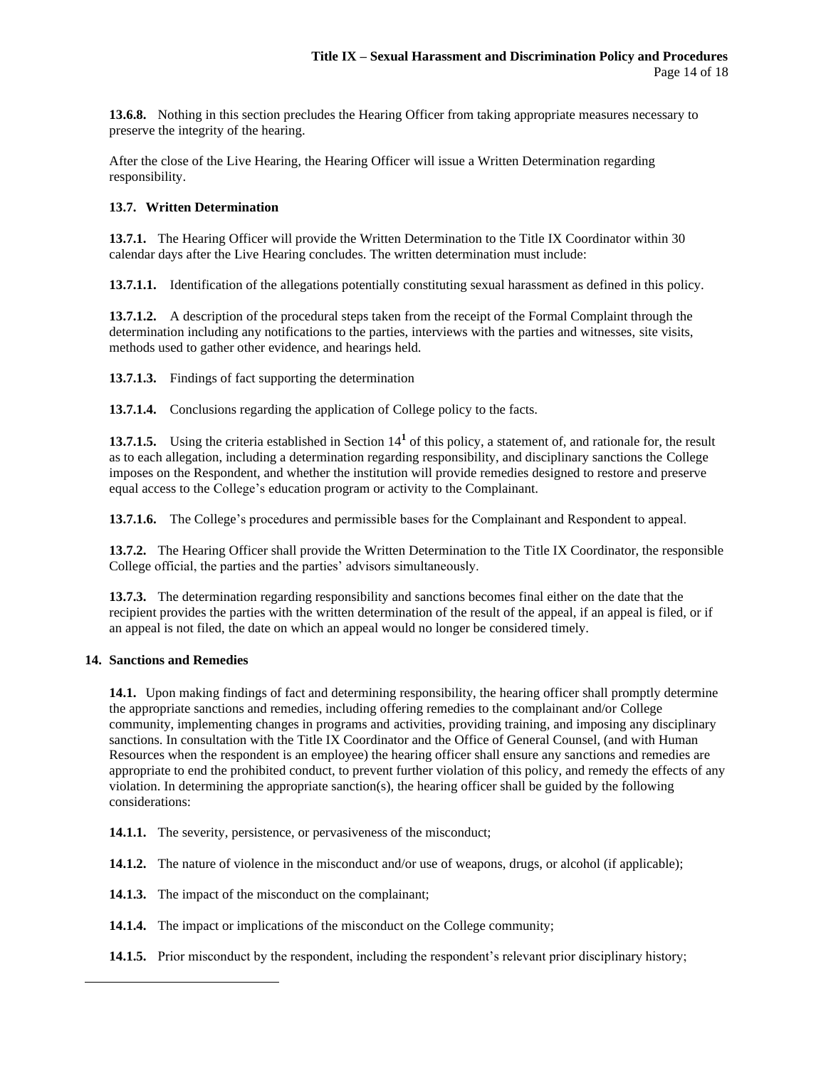**13.6.8.** Nothing in this section precludes the Hearing Officer from taking appropriate measures necessary to preserve the integrity of the hearing.

After the close of the Live Hearing, the Hearing Officer will issue a Written Determination regarding responsibility.

### 13.7. Written Determination

**13.7.1.** The Hearing Officer will provide the Written Determination to the Title IX Coordinator within 30 calendar days after the Live Hearing concludes. The written determination must include:

**13.7.1.1.** Identification of the allegations potentially constituting sexual harassment as defined in this policy.

**13.7.1.2.** A description of the procedural steps taken from the receipt of the Formal Complaint through the determination including any notifications to the parties, interviews with the parties and witnesses, site visits, methods used to gather other evidence, and hearings held.

**13.7.1.3.** Findings of fact supporting the determination

**13.7.1.4.** Conclusions regarding the application of College policy to the facts.

**13.7.1.5.** Using the criteria established in Section 14[1] of this policy, a statement of, and rationale for, the result as to each allegation, including a determination regarding responsibility, and disciplinary sanctions the College imposes on the Respondent, and whether the institution will provide remedies designed to restore and preserve equal access to the College's education program or activity to the Complainant.

**13.7.1.6.** The College's procedures and permissible bases for the Complainant and Respondent to appeal.

**13.7.2.** The Hearing Officer shall provide the Written Determination to the Title IX Coordinator, the responsible College official, the parties and the parties' advisors simultaneously.

**13.7.3.** The determination regarding responsibility and sanctions becomes final either on the date that the recipient provides the parties with the written determination of the result of the appeal, if an appeal is filed, or if an appeal is not filed, the date on which an appeal would no longer be considered timely.

## 14. Sanctions and Remedies

**14.1.** Upon making findings of fact and determining responsibility, the hearing officer shall promptly determine the appropriate sanctions and remedies, including offering remedies to the complainant and/or College community, implementing changes in programs and activities, providing training, and imposing any disciplinary sanctions. In consultation with the Title IX Coordinator and the Office of General Counsel, (and with Human Resources when the respondent is an employee) the hearing officer shall ensure any sanctions and remedies are appropriate to end the prohibited conduct, to prevent further violation of this policy, and remedy the effects of any violation. In determining the appropriate sanction(s), the hearing officer shall be guided by the following considerations:

**14.1.1.** The severity, persistence, or pervasiveness of the misconduct;

**14.1.2.** The nature of violence in the misconduct and/or use of weapons, drugs, or alcohol (if applicable);

**14.1.3.** The impact of the misconduct on the complainant;

**14.1.4.** The impact or implications of the misconduct on the College community;

**14.1.5.** Prior misconduct by the respondent, including the respondent's relevant prior disciplinary history;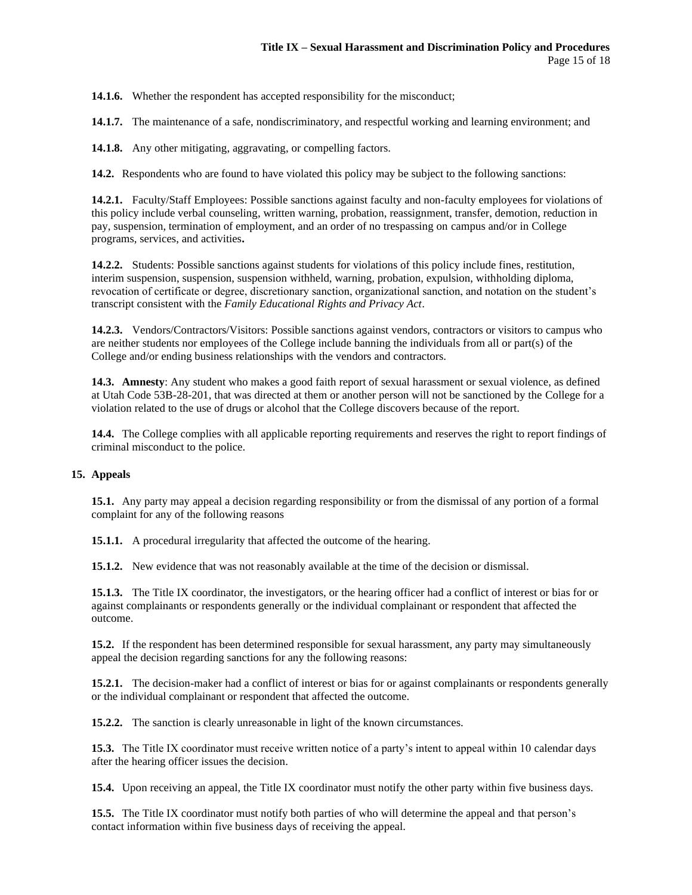**14.1.6.** Whether the respondent has accepted responsibility for the misconduct;

**14.1.7.** The maintenance of a safe, nondiscriminatory, and respectful working and learning environment; and

**14.1.8.** Any other mitigating, aggravating, or compelling factors.

**14.2.** Respondents who are found to have violated this policy may be subject to the following sanctions:

**14.2.1.** Faculty/Staff Employees: Possible sanctions against faculty and non-faculty employees for violations of this policy include verbal counseling, written warning, probation, reassignment, transfer, demotion, reduction in pay, suspension, termination of employment, and an order of no trespassing on campus and/or in College programs, services, and activities**.**

**14.2.2.** Students: Possible sanctions against students for violations of this policy include fines, restitution, interim suspension, suspension, suspension withheld, warning, probation, expulsion, withholding diploma, revocation of certificate or degree, discretionary sanction, organizational sanction, and notation on the student's transcript consistent with the *Family Educational Rights and Privacy Act*.

**14.2.3.** Vendors/Contractors/Visitors: Possible sanctions against vendors, contractors or visitors to campus who are neither students nor employees of the College include banning the individuals from all or part(s) of the College and/or ending business relationships with the vendors and contractors.

**14.3. Amnesty**: Any student who makes a good faith report of sexual harassment or sexual violence, as defined at Utah Code 53B-28-201, that was directed at them or another person will not be sanctioned by the College for a violation related to the use of drugs or alcohol that the College discovers because of the report.

**14.4.** The College complies with all applicable reporting requirements and reserves the right to report findings of criminal misconduct to the police.

## 15. Appeals

**15.1.** Any party may appeal a decision regarding responsibility or from the dismissal of any portion of a formal complaint for any of the following reasons

**15.1.1.** A procedural irregularity that affected the outcome of the hearing.

**15.1.2.** New evidence that was not reasonably available at the time of the decision or dismissal.

**15.1.3.** The Title IX coordinator, the investigators, or the hearing officer had a conflict of interest or bias for or against complainants or respondents generally or the individual complainant or respondent that affected the outcome.

**15.2.** If the respondent has been determined responsible for sexual harassment, any party may simultaneously appeal the decision regarding sanctions for any the following reasons:

**15.2.1.** The decision-maker had a conflict of interest or bias for or against complainants or respondents generally or the individual complainant or respondent that affected the outcome.

**15.2.2.** The sanction is clearly unreasonable in light of the known circumstances.

**15.3.** The Title IX coordinator must receive written notice of a party's intent to appeal within 10 calendar days after the hearing officer issues the decision.

**15.4.** Upon receiving an appeal, the Title IX coordinator must notify the other party within five business days.

**15.5.** The Title IX coordinator must notify both parties of who will determine the appeal and that person's contact information within five business days of receiving the appeal.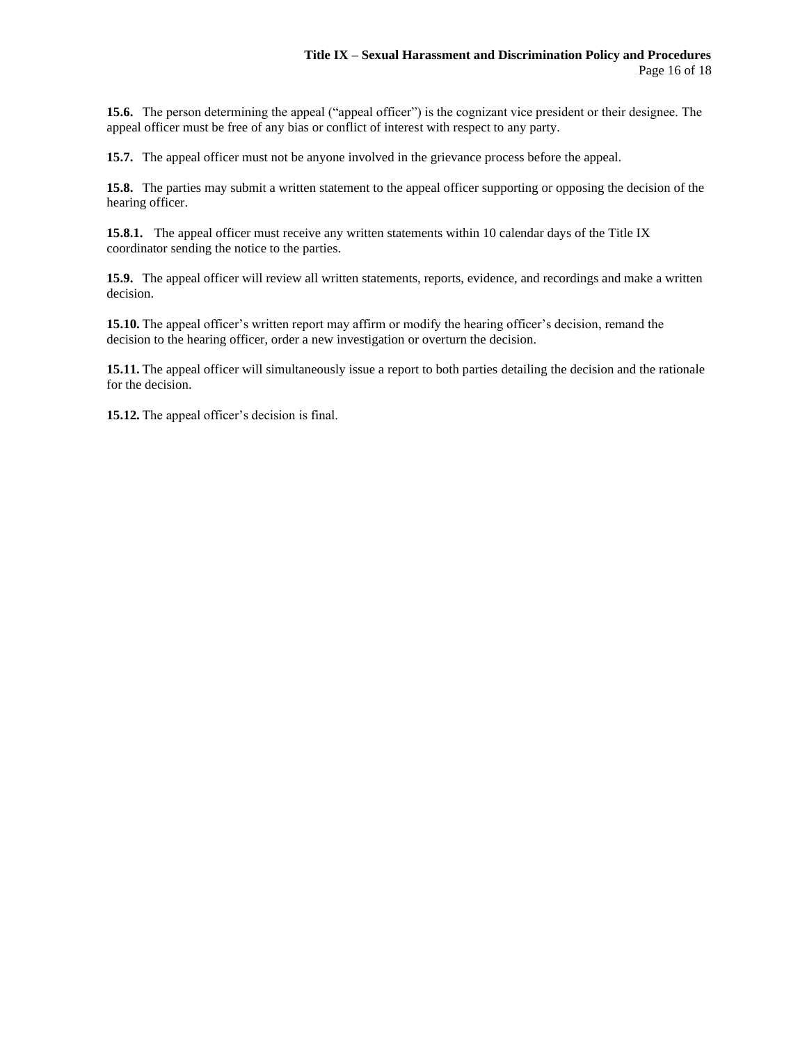**15.6.** The person determining the appeal ("appeal officer") is the cognizant vice president or their designee. The appeal officer must be free of any bias or conflict of interest with respect to any party.

**15.7.** The appeal officer must not be anyone involved in the grievance process before the appeal.

**15.8.** The parties may submit a written statement to the appeal officer supporting or opposing the decision of the hearing officer.

**15.8.1.** The appeal officer must receive any written statements within 10 calendar days of the Title IX coordinator sending the notice to the parties.

**15.9.** The appeal officer will review all written statements, reports, evidence, and recordings and make a written decision.

**15.10.** The appeal officer's written report may affirm or modify the hearing officer's decision, remand the decision to the hearing officer, order a new investigation or overturn the decision.

**15.11.** The appeal officer will simultaneously issue a report to both parties detailing the decision and the rationale for the decision.

**15.12.** The appeal officer's decision is final.